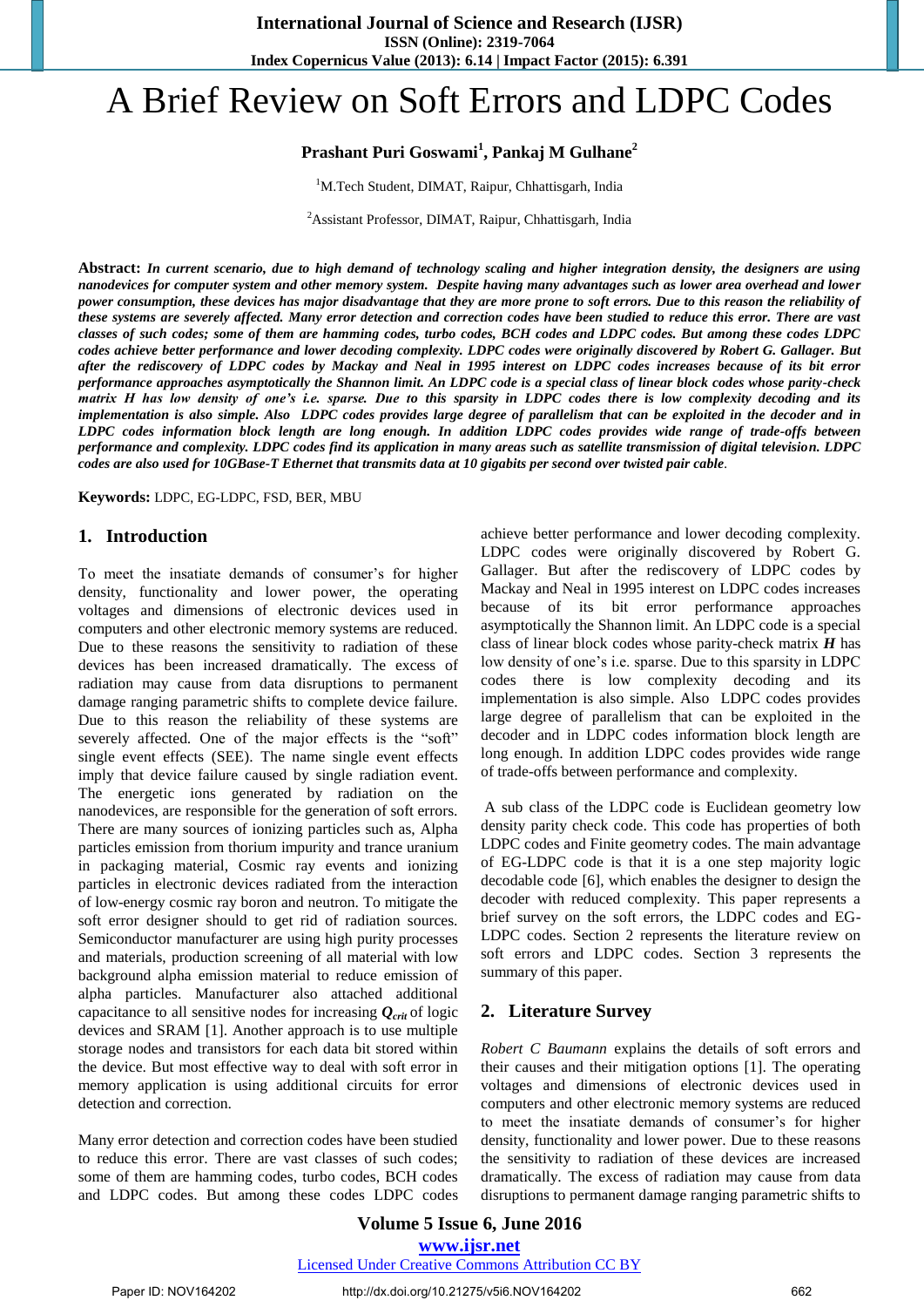# A Brief Review on Soft Errors and LDPC Codes

**Prashant Puri Goswami[1], Pankaj M Gulhane[2]**

[1]M.Tech Student, DIMAT, Raipur, Chhattisgarh, India

[2]Assistant Professor, DIMAT, Raipur, Chhattisgarh, India

**Abstract:** ***In current scenario, due to high demand of technology scaling and higher integration density, the designers are using nanodevices for computer system and other memory system. Despite having many advantages such as lower area overhead and lower power consumption, these devices has major disadvantage that they are more prone to soft errors. Due to this reason the reliability of these systems are severely affected. Many error detection and correction codes have been studied to reduce this error. There are vast classes of such codes; some of them are hamming codes, turbo codes, BCH codes and LDPC codes. But among these codes LDPC codes achieve better performance and lower decoding complexity. LDPC codes were originally discovered by Robert G. Gallager. But after the rediscovery of LDPC codes by Mackay and Neal in 1995 interest on LDPC codes increases because of its bit error performance approaches asymptotically the Shannon limit. An LDPC code is a special class of linear block codes whose parity-check matrix H has low density of one's i.e. sparse. Due to this sparsity in LDPC codes there is low complexity decoding and its implementation is also simple. Also LDPC codes provides large degree of parallelism that can be exploited in the decoder and in LDPC codes information block length are long enough. In addition LDPC codes provides wide range of trade-offs between performance and complexity. LDPC codes find its application in many areas such as satellite transmission of digital television. LDPC codes are also used for 10GBase-T Ethernet that transmits data at 10 gigabits per second over twisted pair cable.***

**Keywords:** LDPC, EG-LDPC, FSD, BER, MBU

## 1. Introduction

To meet the insatiate demands of consumer's for higher density, functionality and lower power, the operating voltages and dimensions of electronic devices used in computers and other electronic memory systems are reduced. Due to these reasons the sensitivity to radiation of these devices has been increased dramatically. The excess of radiation may cause from data disruptions to permanent damage ranging parametric shifts to complete device failure. Due to this reason the reliability of these systems are severely affected. One of the major effects is the "soft" single event effects (SEE). The name single event effects imply that device failure caused by single radiation event. The energetic ions generated by radiation on the nanodevices, are responsible for the generation of soft errors. There are many sources of ionizing particles such as, Alpha particles emission from thorium impurity and trance uranium in packaging material, Cosmic ray events and ionizing particles in electronic devices radiated from the interaction of low-energy cosmic ray boron and neutron. To mitigate the soft error designer should to get rid of radiation sources. Semiconductor manufacturer are using high purity processes and materials, production screening of all material with low background alpha emission material to reduce emission of alpha particles. Manufacturer also attached additional capacitance to all sensitive nodes for increasing $Q_{crit}$ of logic devices and SRAM [1]. Another approach is to use multiple storage nodes and transistors for each data bit stored within the device. But most effective way to deal with soft error in memory application is using additional circuits for error detection and correction.

Many error detection and correction codes have been studied to reduce this error. There are vast classes of such codes; some of them are hamming codes, turbo codes, BCH codes and LDPC codes. But among these codes LDPC codes achieve better performance and lower decoding complexity. LDPC codes were originally discovered by Robert G. Gallager. But after the rediscovery of LDPC codes by Mackay and Neal in 1995 interest on LDPC codes increases because of its bit error performance approaches asymptotically the Shannon limit. An LDPC code is a special class of linear block codes whose parity-check matrix ***H*** has low density of one's i.e. sparse. Due to this sparsity in LDPC codes there is low complexity decoding and its implementation is also simple. Also LDPC codes provides large degree of parallelism that can be exploited in the decoder and in LDPC codes information block length are long enough. In addition LDPC codes provides wide range of trade-offs between performance and complexity.

A sub class of the LDPC code is Euclidean geometry low density parity check code. This code has properties of both LDPC codes and Finite geometry codes. The main advantage of EG-LDPC code is that it is a one step majority logic decodable code [6], which enables the designer to design the decoder with reduced complexity. This paper represents a brief survey on the soft errors, the LDPC codes and EG-LDPC codes. Section 2 represents the literature review on soft errors and LDPC codes. Section 3 represents the summary of this paper.

## 2. Literature Survey

*Robert C Baumann* explains the details of soft errors and their causes and their mitigation options [1]. The operating voltages and dimensions of electronic devices used in computers and other electronic memory systems are reduced to meet the insatiate demands of consumer's for higher density, functionality and lower power. Due to these reasons the sensitivity to radiation of these devices are increased dramatically. The excess of radiation may cause from data disruptions to permanent damage ranging parametric shifts to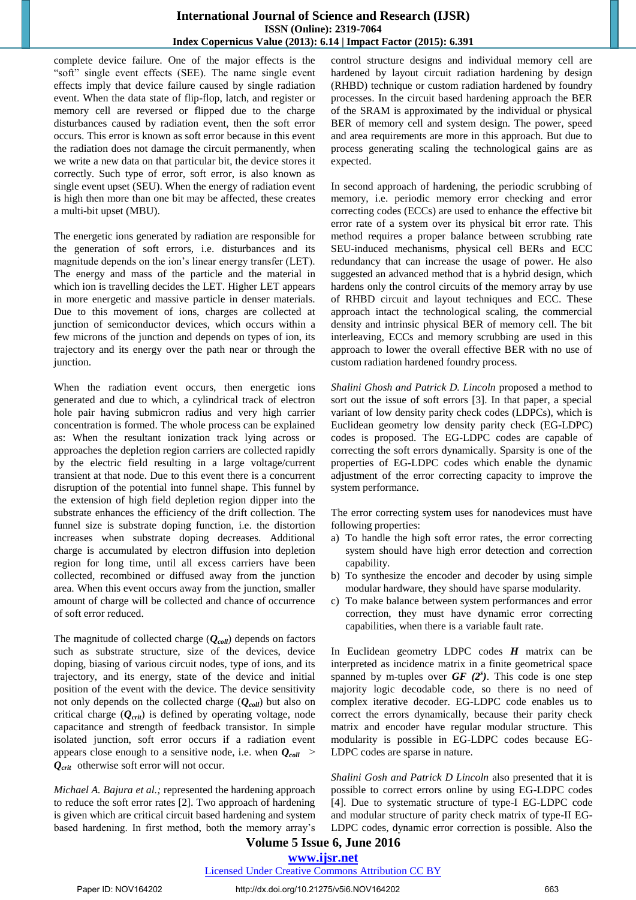complete device failure. One of the major effects is the "soft" single event effects (SEE). The name single event effects imply that device failure caused by single radiation event. When the data state of flip-flop, latch, and register or memory cell are reversed or flipped due to the charge disturbances caused by radiation event, then the soft error occurs. This error is known as soft error because in this event the radiation does not damage the circuit permanently, when we write a new data on that particular bit, the device stores it correctly. Such type of error, soft error, is also known as single event upset (SEU). When the energy of radiation event is high then more than one bit may be affected, these creates a multi-bit upset (MBU).

The energetic ions generated by radiation are responsible for the generation of soft errors, i.e. disturbances and its magnitude depends on the ion's linear energy transfer (LET). The energy and mass of the particle and the material in which ion is travelling decides the LET. Higher LET appears in more energetic and massive particle in denser materials. Due to this movement of ions, charges are collected at junction of semiconductor devices, which occurs within a few microns of the junction and depends on types of ion, its trajectory and its energy over the path near or through the junction.

When the radiation event occurs, then energetic ions generated and due to which, a cylindrical track of electron hole pair having submicron radius and very high carrier concentration is formed. The whole process can be explained as: When the resultant ionization track lying across or approaches the depletion region carriers are collected rapidly by the electric field resulting in a large voltage/current transient at that node. Due to this event there is a concurrent disruption of the potential into funnel shape. This funnel by the extension of high field depletion region dipper into the substrate enhances the efficiency of the drift collection. The funnel size is substrate doping function, i.e. the distortion increases when substrate doping decreases. Additional charge is accumulated by electron diffusion into depletion region for long time, until all excess carriers have been collected, recombined or diffused away from the junction area. When this event occurs away from the junction, smaller amount of charge will be collected and chance of occurrence of soft error reduced.

The magnitude of collected charge ($Q_{coll}$) depends on factors such as substrate structure, size of the devices, device doping, biasing of various circuit nodes, type of ions, and its trajectory, and its energy, state of the device and initial position of the event with the device. The device sensitivity not only depends on the collected charge ($Q_{coll}$) but also on critical charge ($Q_{crit}$) is defined by operating voltage, node capacitance and strength of feedback transistor. In simple isolated junction, soft error occurs if a radiation event appears close enough to a sensitive node, i.e. when $Q_{coll} > Q_{crit}$ otherwise soft error will not occur.

*Michael A. Bajura et al.;* represented the hardening approach to reduce the soft error rates [2]. Two approach of hardening is given which are critical circuit based hardening and system based hardening. In first method, both the memory array's control structure designs and individual memory cell are hardened by layout circuit radiation hardening by design (RHBD) technique or custom radiation hardened by foundry processes. In the circuit based hardening approach the BER of the SRAM is approximated by the individual or physical BER of memory cell and system design. The power, speed and area requirements are more in this approach. But due to process generating scaling the technological gains are as expected.

In second approach of hardening, the periodic scrubbing of memory, i.e. periodic memory error checking and error correcting codes (ECCs) are used to enhance the effective bit error rate of a system over its physical bit error rate. This method requires a proper balance between scrubbing rate SEU-induced mechanisms, physical cell BERs and ECC redundancy that can increase the usage of power. He also suggested an advanced method that is a hybrid design, which hardens only the control circuits of the memory array by use of RHBD circuit and layout techniques and ECC. These approach intact the technological scaling, the commercial density and intrinsic physical BER of memory cell. The bit interleaving, ECCs and memory scrubbing are used in this approach to lower the overall effective BER with no use of custom radiation hardened foundry process.

*Shalini Ghosh and Patrick D. Lincoln* proposed a method to sort out the issue of soft errors [3]. In that paper, a special variant of low density parity check codes (LDPCs), which is Euclidean geometry low density parity check (EG-LDPC) codes is proposed. The EG-LDPC codes are capable of correcting the soft errors dynamically. Sparsity is one of the properties of EG-LDPC codes which enable the dynamic adjustment of the error correcting capacity to improve the system performance.

The error correcting system uses for nanodevices must have following properties:

a) To handle the high soft error rates, the error correcting system should have high error detection and correction capability.
b) To synthesize the encoder and decoder by using simple modular hardware, they should have sparse modularity.
c) To make balance between system performances and error correction, they must have dynamic error correcting capabilities, when there is a variable fault rate.

In Euclidean geometry LDPC codes ***H*** matrix can be interpreted as incidence matrix in a finite geometrical space spanned by m-tuples over ***GF ($2^s$)***. This code is one step majority logic decodable code, so there is no need of complex iterative decoder. EG-LDPC code enables us to correct the errors dynamically, because their parity check matrix and encoder have regular modular structure. This modularity is possible in EG-LDPC codes because EG-LDPC codes are sparse in nature.

*Shalini Gosh and Patrick D Lincoln* also presented that it is possible to correct errors online by using EG-LDPC codes [4]. Due to systematic structure of type-I EG-LDPC code and modular structure of parity check matrix of type-II EG-LDPC codes, dynamic error correction is possible. Also the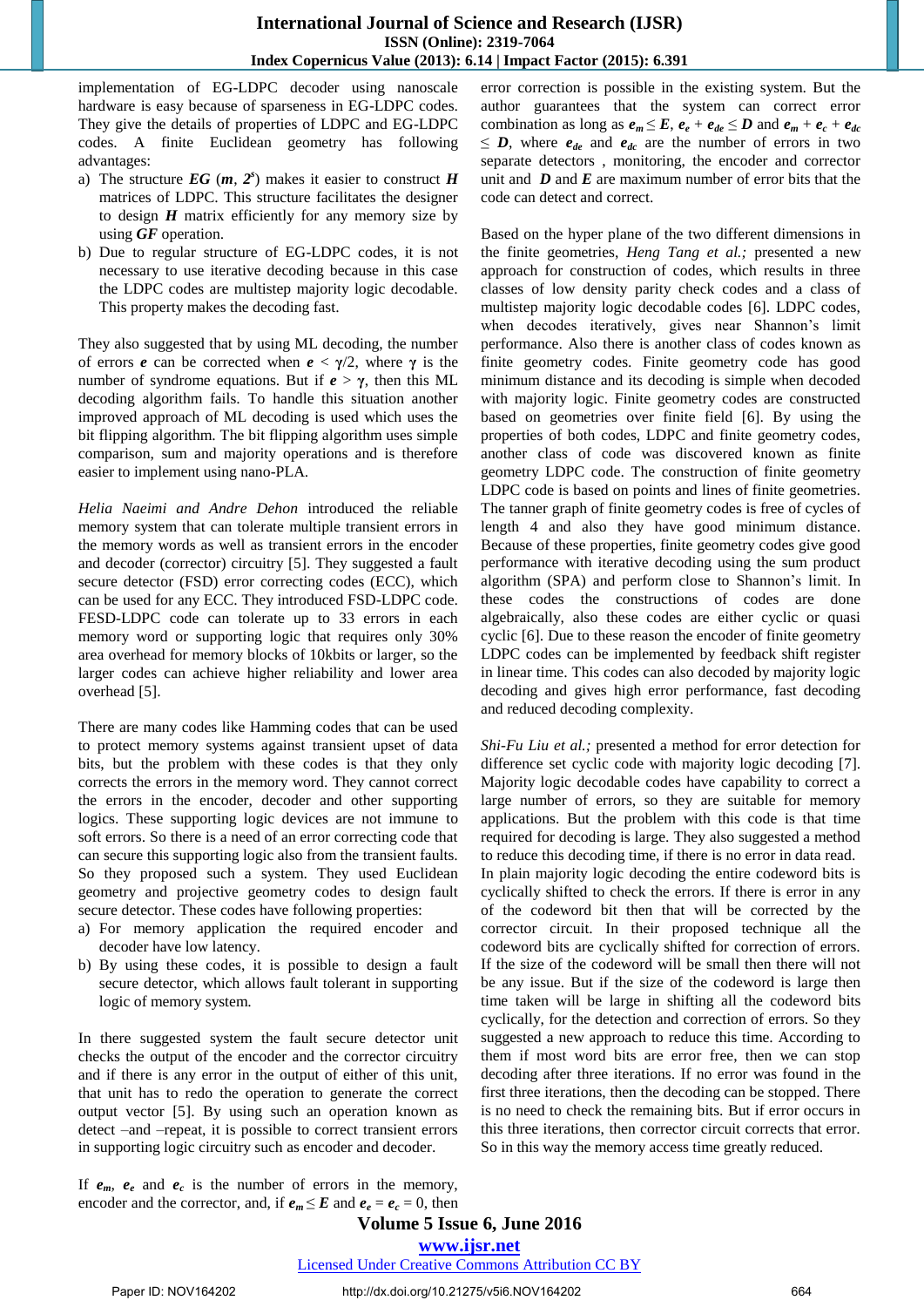implementation of EG-LDPC decoder using nanoscale hardware is easy because of sparseness in EG-LDPC codes. They give the details of properties of LDPC and EG-LDPC codes. A finite Euclidean geometry has following advantages:

a) The structure ***EG*** ($\boldsymbol{m}$, $\boldsymbol{2^s}$) makes it easier to construct ***H*** matrices of LDPC. This structure facilitates the designer to design ***H*** matrix efficiently for any memory size by using ***GF*** operation.
b) Due to regular structure of EG-LDPC codes, it is not necessary to use iterative decoding because in this case the LDPC codes are multistep majority logic decodable. This property makes the decoding fast.

They also suggested that by using ML decoding, the number of errors $\boldsymbol{e}$ can be corrected when $\boldsymbol{e} < \boldsymbol{\gamma}/2$, where $\boldsymbol{\gamma}$ is the number of syndrome equations. But if $\boldsymbol{e} > \boldsymbol{\gamma}$, then this ML decoding algorithm fails. To handle this situation another improved approach of ML decoding is used which uses the bit flipping algorithm. The bit flipping algorithm uses simple comparison, sum and majority operations and is therefore easier to implement using nano-PLA.

*Helia Naeimi and Andre Dehon* introduced the reliable memory system that can tolerate multiple transient errors in the memory words as well as transient errors in the encoder and decoder (corrector) circuitry [5]. They suggested a fault secure detector (FSD) error correcting codes (ECC), which can be used for any ECC. They introduced FSD-LDPC code. FESD-LDPC code can tolerate up to 33 errors in each memory word or supporting logic that requires only 30% area overhead for memory blocks of 10kbits or larger, so the larger codes can achieve higher reliability and lower area overhead [5].

There are many codes like Hamming codes that can be used to protect memory systems against transient upset of data bits, but the problem with these codes is that they only corrects the errors in the memory word. They cannot correct the errors in the encoder, decoder and other supporting logics. These supporting logic devices are not immune to soft errors. So there is a need of an error correcting code that can secure this supporting logic also from the transient faults. So they proposed such a system. They used Euclidean geometry and projective geometry codes to design fault secure detector. These codes have following properties:

a) For memory application the required encoder and decoder have low latency.
b) By using these codes, it is possible to design a fault secure detector, which allows fault tolerant in supporting logic of memory system.

In there suggested system the fault secure detector unit checks the output of the encoder and the corrector circuitry and if there is any error in the output of either of this unit, that unit has to redo the operation to generate the correct output vector [5]. By using such an operation known as detect –and –repeat, it is possible to correct transient errors in supporting logic circuitry such as encoder and decoder.

If $\boldsymbol{e_m}$, $\boldsymbol{e_e}$ and $\boldsymbol{e_c}$ is the number of errors in the memory, encoder and the corrector, and, if $\boldsymbol{e_m} \le \boldsymbol{E}$ and $\boldsymbol{e_e} = \boldsymbol{e_c} = 0$, then error correction is possible in the existing system. But the author guarantees that the system can correct error combination as long as $\boldsymbol{e_m} \le \boldsymbol{E}$, $\boldsymbol{e_e} + \boldsymbol{e_{de}} \le \boldsymbol{D}$ and $\boldsymbol{e_m} + \boldsymbol{e_c} + \boldsymbol{e_{dc}} \le \boldsymbol{D}$, where $\boldsymbol{e_{de}}$ and $\boldsymbol{e_{dc}}$ are the number of errors in two separate detectors , monitoring, the encoder and corrector unit and ***D*** and ***E*** are maximum number of error bits that the code can detect and correct.

Based on the hyper plane of the two different dimensions in the finite geometries, *Heng Tang et al.;* presented a new approach for construction of codes, which results in three classes of low density parity check codes and a class of multistep majority logic decodable codes [6]. LDPC codes, when decodes iteratively, gives near Shannon's limit performance. Also there is another class of codes known as finite geometry codes. Finite geometry code has good minimum distance and its decoding is simple when decoded with majority logic. Finite geometry codes are constructed based on geometries over finite field [6]. By using the properties of both codes, LDPC and finite geometry codes, another class of code was discovered known as finite geometry LDPC code. The construction of finite geometry LDPC code is based on points and lines of finite geometries. The tanner graph of finite geometry codes is free of cycles of length 4 and also they have good minimum distance. Because of these properties, finite geometry codes give good performance with iterative decoding using the sum product algorithm (SPA) and perform close to Shannon's limit. In these codes the constructions of codes are done algebraically, also these codes are either cyclic or quasi cyclic [6]. Due to these reason the encoder of finite geometry LDPC codes can be implemented by feedback shift register in linear time. This codes can also decoded by majority logic decoding and gives high error performance, fast decoding and reduced decoding complexity.

*Shi-Fu Liu et al.;* presented a method for error detection for difference set cyclic code with majority logic decoding [7]. Majority logic decodable codes have capability to correct a large number of errors, so they are suitable for memory applications. But the problem with this code is that time required for decoding is large. They also suggested a method to reduce this decoding time, if there is no error in data read. In plain majority logic decoding the entire codeword bits is cyclically shifted to check the errors. If there is error in any of the codeword bit then that will be corrected by the corrector circuit. In their proposed technique all the codeword bits are cyclically shifted for correction of errors. If the size of the codeword will be small then there will not be any issue. But if the size of the codeword is large then time taken will be large in shifting all the codeword bits cyclically, for the detection and correction of errors. So they suggested a new approach to reduce this time. According to them if most word bits are error free, then we can stop decoding after three iterations. If no error was found in the first three iterations, then the decoding can be stopped. There is no need to check the remaining bits. But if error occurs in this three iterations, then corrector circuit corrects that error. So in this way the memory access time greatly reduced.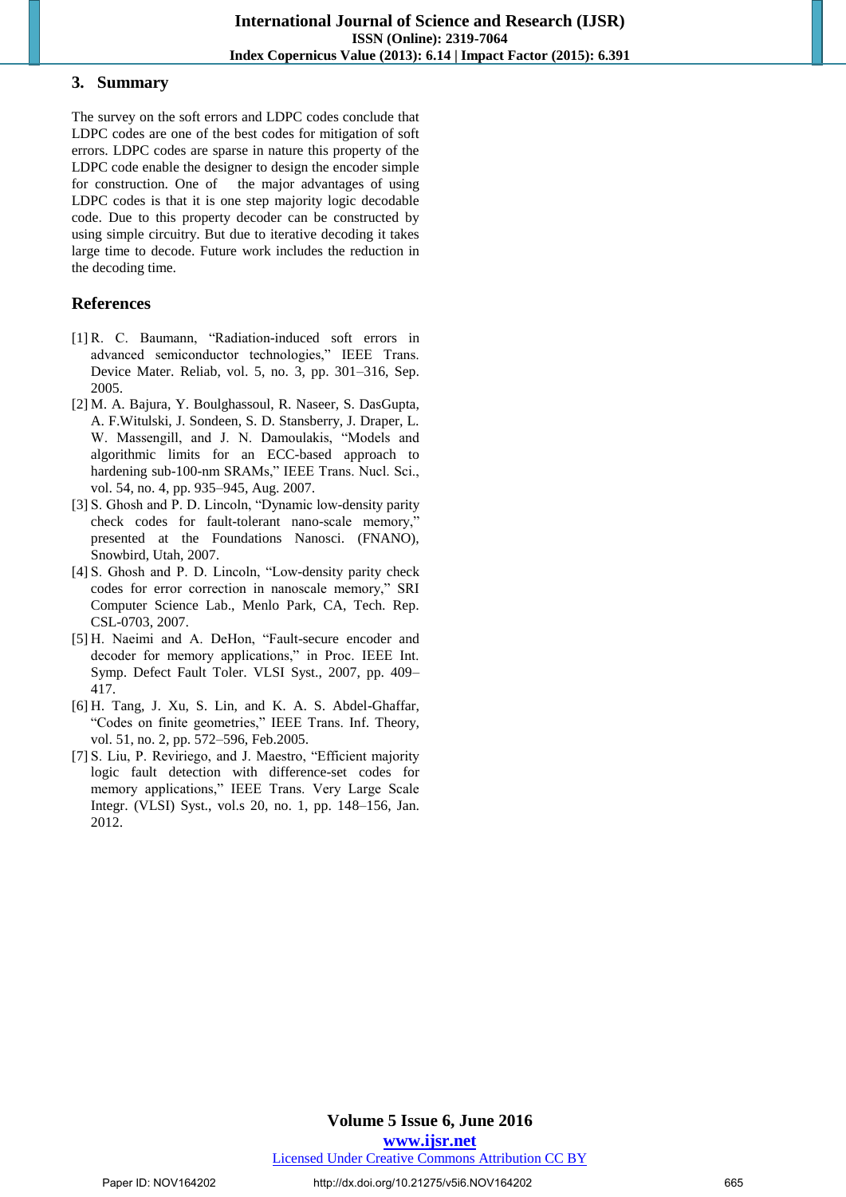## 3. Summary

The survey on the soft errors and LDPC codes conclude that LDPC codes are one of the best codes for mitigation of soft errors. LDPC codes are sparse in nature this property of the LDPC code enable the designer to design the encoder simple for construction. One of the major advantages of using LDPC codes is that it is one step majority logic decodable code. Due to this property decoder can be constructed by using simple circuitry. But due to iterative decoding it takes large time to decode. Future work includes the reduction in the decoding time.

## References

[1] R. C. Baumann, "Radiation-induced soft errors in advanced semiconductor technologies," IEEE Trans. Device Mater. Reliab, vol. 5, no. 3, pp. 301–316, Sep. 2005.

[2] M. A. Bajura, Y. Boulghassoul, R. Naseer, S. DasGupta, A. F.Witulski, J. Sondeen, S. D. Stansberry, J. Draper, L. W. Massengill, and J. N. Damoulakis, "Models and algorithmic limits for an ECC-based approach to hardening sub-100-nm SRAMs," IEEE Trans. Nucl. Sci., vol. 54, no. 4, pp. 935–945, Aug. 2007.

[3] S. Ghosh and P. D. Lincoln, "Dynamic low-density parity check codes for fault-tolerant nano-scale memory," presented at the Foundations Nanosci. (FNANO), Snowbird, Utah, 2007.

[4] S. Ghosh and P. D. Lincoln, "Low-density parity check codes for error correction in nanoscale memory," SRI Computer Science Lab., Menlo Park, CA, Tech. Rep. CSL-0703, 2007.

[5] H. Naeimi and A. DeHon, "Fault-secure encoder and decoder for memory applications," in Proc. IEEE Int. Symp. Defect Fault Toler. VLSI Syst., 2007, pp. 409–417.

[6] H. Tang, J. Xu, S. Lin, and K. A. S. Abdel-Ghaffar, "Codes on finite geometries," IEEE Trans. Inf. Theory, vol. 51, no. 2, pp. 572–596, Feb.2005.

[7] S. Liu, P. Reviriego, and J. Maestro, "Efficient majority logic fault detection with difference-set codes for memory applications," IEEE Trans. Very Large Scale Integr. (VLSI) Syst., vol.s 20, no. 1, pp. 148–156, Jan. 2012.